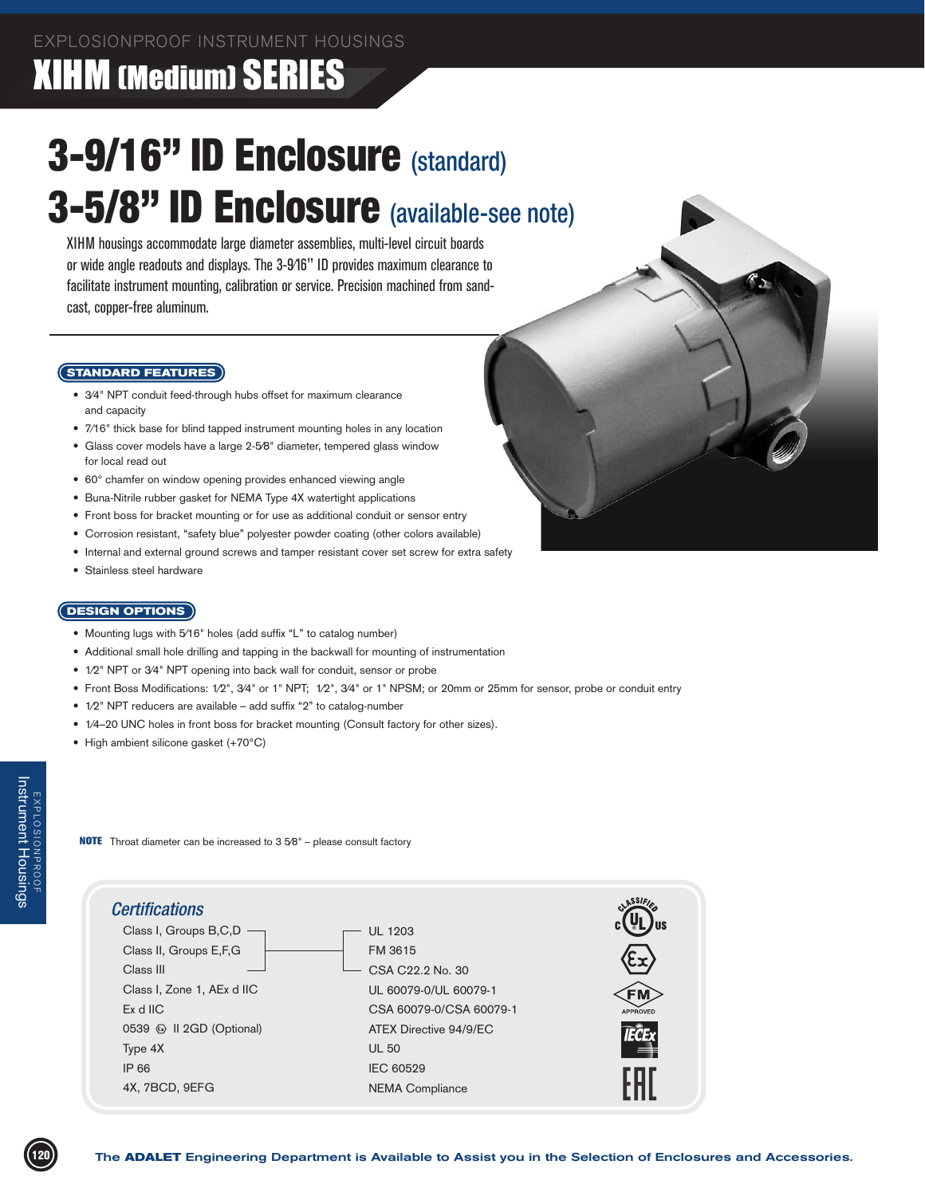EXPLOSIONPROOF INSTRUMENT HOUSINGS

# XIHM (Medium) SERIES

# 3-9/16" ID Enclosure (standard)
# 3-5/8" ID Enclosure (available-see note)

XIHM housings accommodate large diameter assemblies, multi-level circuit boards or wide angle readouts and displays. The 3-9⁄16" ID provides maximum clearance to facilitate instrument mounting, calibration or service. Precision machined from sand-cast, copper-free aluminum.

## STANDARD FEATURES

- 3⁄4" NPT conduit feed-through hubs offset for maximum clearance and capacity
- 7/16" thick base for blind tapped instrument mounting holes in any location
- Glass cover models have a large 2-5⁄8" diameter, tempered glass window for local read out
- 60° chamfer on window opening provides enhanced viewing angle
- Buna-Nitrile rubber gasket for NEMA Type 4X watertight applications
- Front boss for bracket mounting or for use as additional conduit or sensor entry
- Corrosion resistant, "safety blue" polyester powder coating (other colors available)
- Internal and external ground screws and tamper resistant cover set screw for extra safety
- Stainless steel hardware

## DESIGN OPTIONS

- Mounting lugs with 5⁄16" holes (add suffix "L" to catalog number)
- Additional small hole drilling and tapping in the backwall for mounting of instrumentation
- 1⁄2" NPT or 3⁄4" NPT opening into back wall for conduit, sensor or probe
- Front Boss Modifications: 1⁄2", 3⁄4" or 1" NPT; 1⁄2", 3⁄4" or 1" NPSM; or 20mm or 25mm for sensor, probe or conduit entry
- 1⁄2" NPT reducers are available – add suffix "2" to catalog-number
- 1⁄4–20 UNC holes in front boss for bracket mounting (Consult factory for other sizes).
- High ambient silicone gasket (+70°C)

**NOTE** Throat diameter can be increased to 3 5⁄8" – please consult factory

## Certifications

| Classification | Standard |
|---|---|
| Class I, Groups B,C,D | UL 1203 |
| Class II, Groups E,F,G | FM 3615 |
| Class III | CSA C22.2 No. 30 |
| Class I, Zone 1, AEx d IIC | UL 60079-0/UL 60079-1 |
| Ex d IIC | CSA 60079-0/CSA 60079-1 |
| 0539 Ⓔx II 2GD (Optional) | ATEX Directive 94/9/EC |
| Type 4X | UL 50 |
| IP 66 | IEC 60529 |
| 4X, 7BCD, 9EFG | NEMA Compliance |

The **ADALET** Engineering Department is Available to Assist you in the Selection of Enclosures and Accessories.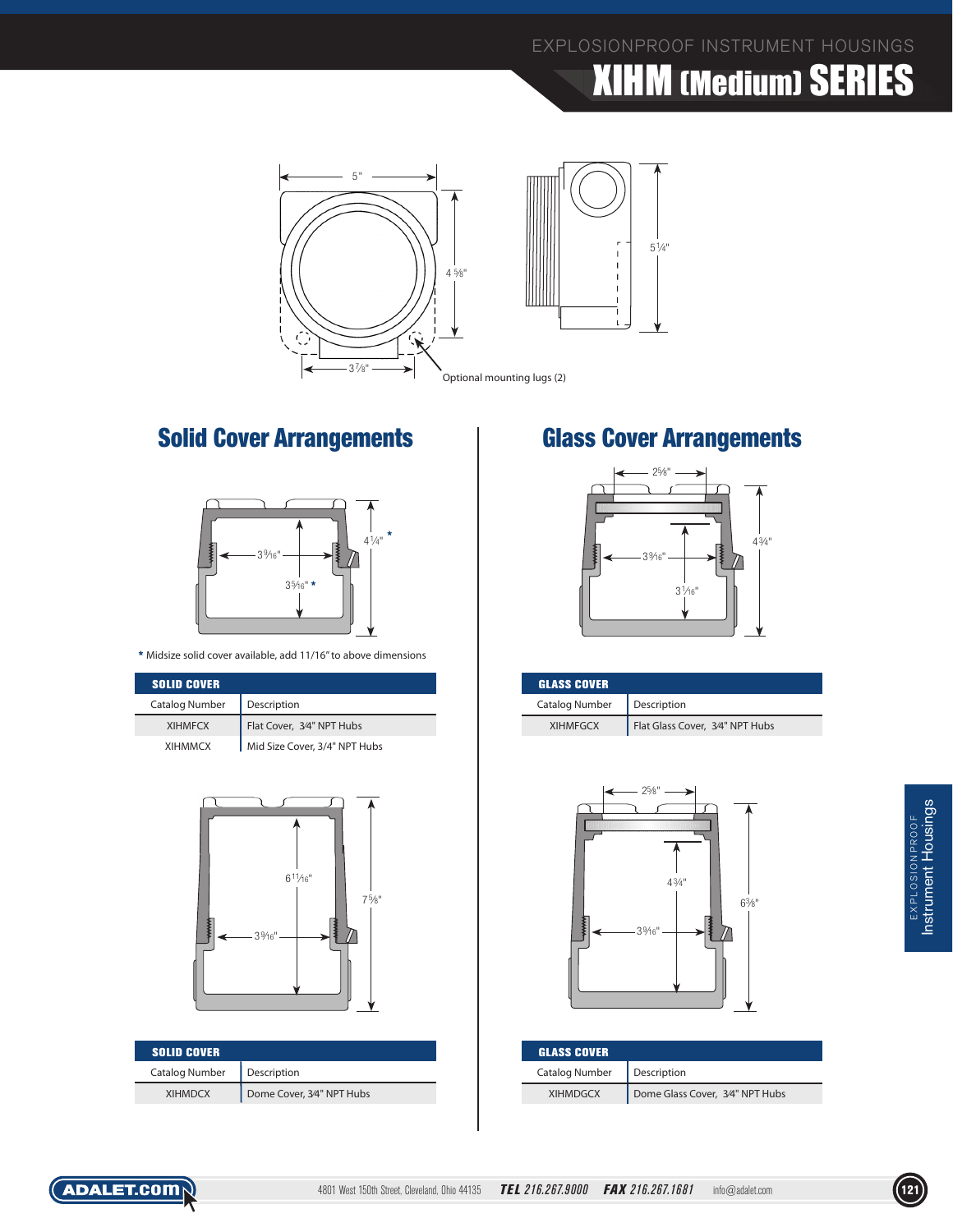# XIHM (Medium) SERIES

5"

4 5/8"

3 7/8"

5 1/4"

Optional mounting lugs (2)

## Solid Cover Arrangements

3 9/16"

3 5/16" *

4 1/4" *

* Midsize solid cover available, add 11/16" to above dimensions

| SOLID COVER | |
|---|---|
| Catalog Number | Description |
| XIHMFCX | Flat Cover, 3/4" NPT Hubs |
| XIHMMCX | Mid Size Cover, 3/4" NPT Hubs |

6 11/16"

3 9/16"

7 5/8"

| SOLID COVER | |
|---|---|
| Catalog Number | Description |
| XIHMDCX | Dome Cover, 3/4" NPT Hubs |

## Glass Cover Arrangements

2 5/8"

3 9/16"

3 1/16"

4 3/4"

| GLASS COVER | |
|---|---|
| Catalog Number | Description |
| XIHMFGCX | Flat Glass Cover, 3/4" NPT Hubs |

2 5/8"

4 3/4"

3 9/16"

6 3/8"

| GLASS COVER | |
|---|---|
| Catalog Number | Description |
| XIHMDGCX | Dome Glass Cover, 3/4" NPT Hubs |